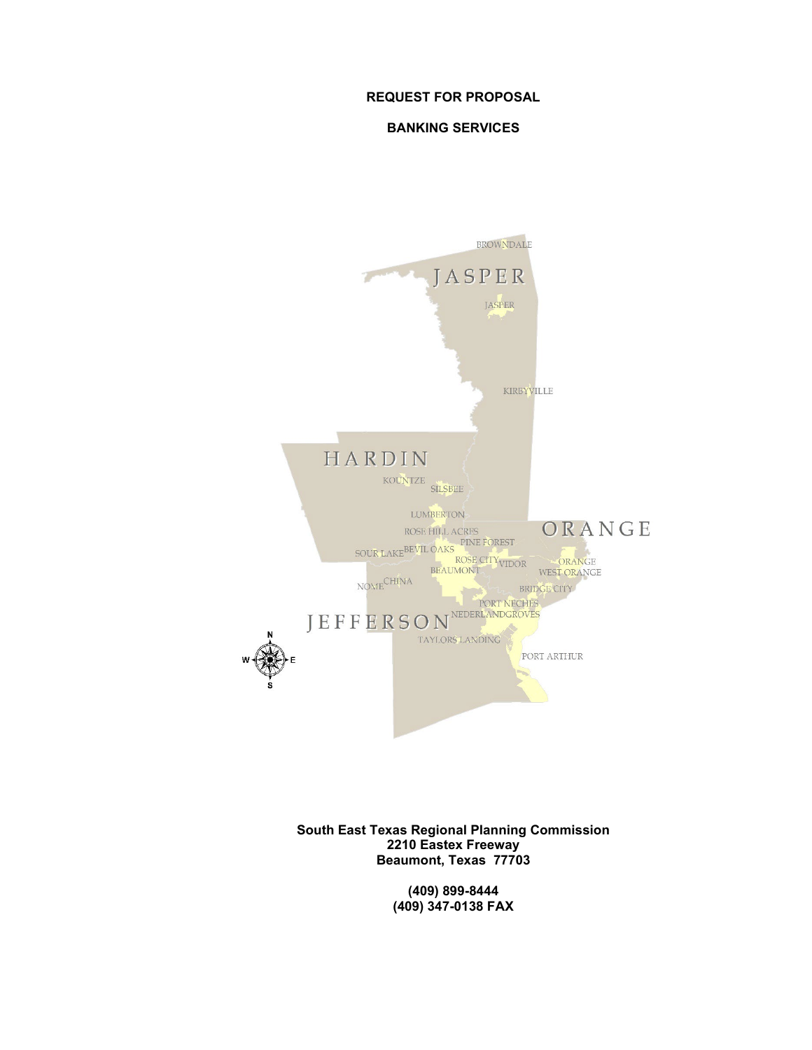**REQUEST FOR PROPOSAL**

**BANKING SERVICES**

**South East Texas Regional Planning Commission**
**2210 Eastex Freeway**
**Beaumont, Texas 77703**

**(409) 899-8444**
**(409) 347-0138 FAX**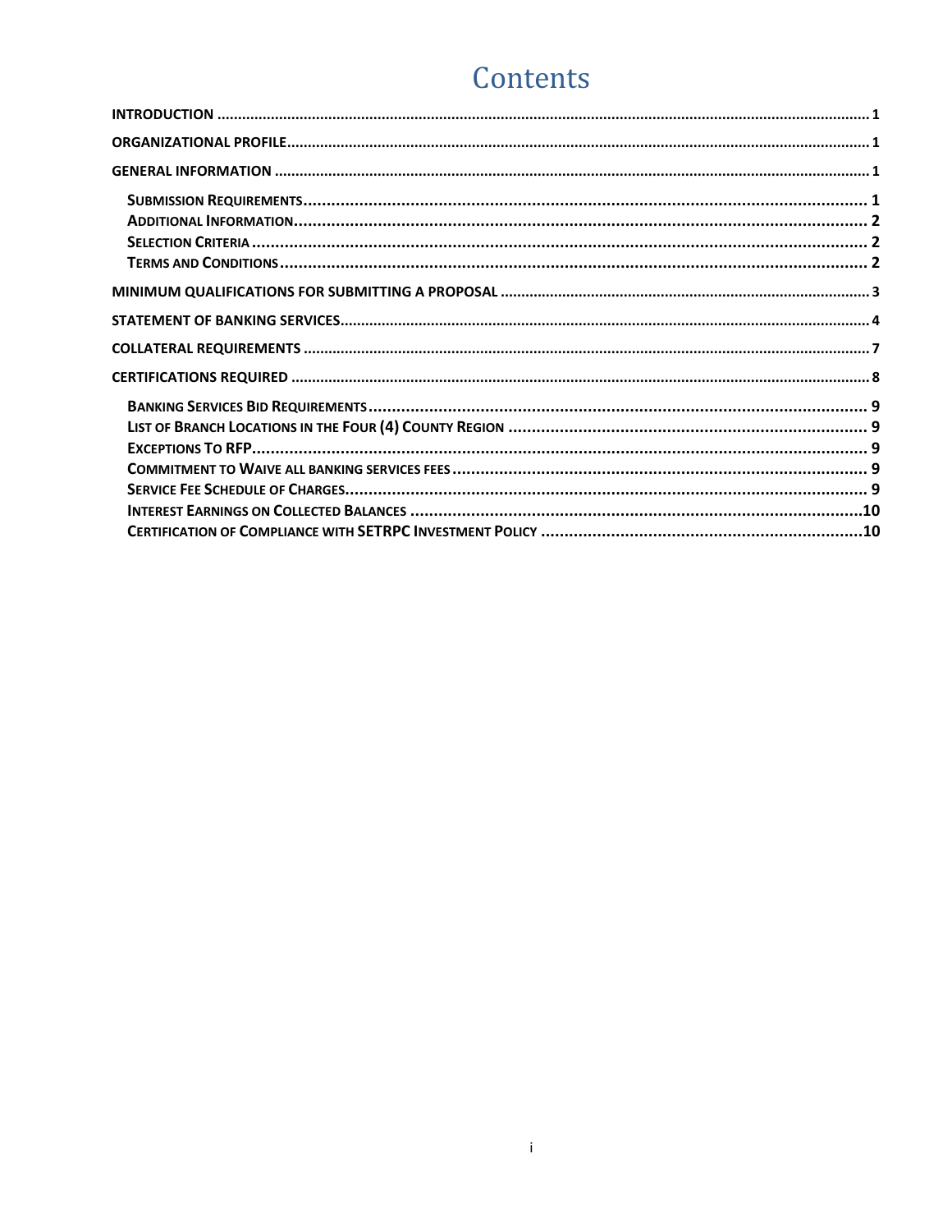# Contents

- INTRODUCTION ........................................ 1
- ORGANIZATIONAL PROFILE ........................................ 1
- GENERAL INFORMATION ........................................ 1
  - Submission Requirements ........................................ 1
  - Additional Information ........................................ 2
  - Selection Criteria ........................................ 2
  - Terms and Conditions ........................................ 2
- MINIMUM QUALIFICATIONS FOR SUBMITTING A PROPOSAL ........................................ 3
- STATEMENT OF BANKING SERVICES ........................................ 4
- COLLATERAL REQUIREMENTS ........................................ 7
- CERTIFICATIONS REQUIRED ........................................ 8
  - Banking Services Bid Requirements ........................................ 9
  - List of Branch Locations in the Four (4) County Region ........................................ 9
  - Exceptions To RFP ........................................ 9
  - Commitment to Waive all Banking Services Fees ........................................ 9
  - Service Fee Schedule of Charges ........................................ 9
  - Interest Earnings on Collected Balances ........................................ 10
  - Certification of Compliance with SETRPC Investment Policy ........................................ 10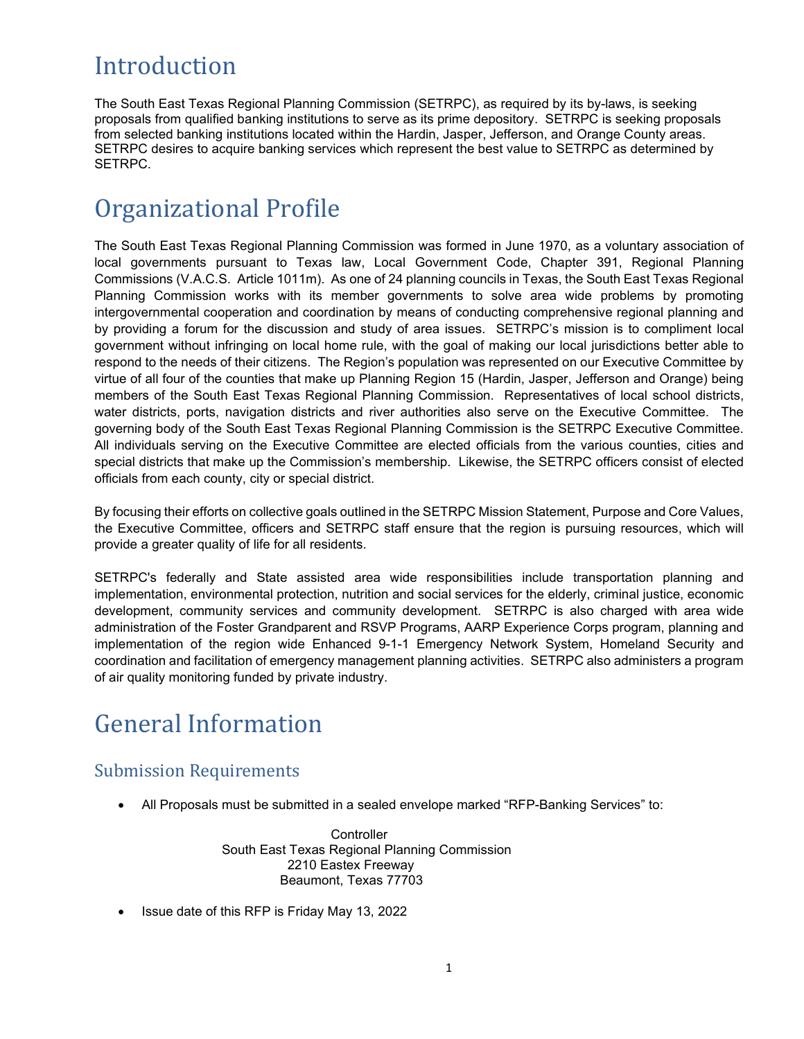# Introduction

The South East Texas Regional Planning Commission (SETRPC), as required by its by-laws, is seeking proposals from qualified banking institutions to serve as its prime depository. SETRPC is seeking proposals from selected banking institutions located within the Hardin, Jasper, Jefferson, and Orange County areas. SETRPC desires to acquire banking services which represent the best value to SETRPC as determined by SETRPC.

# Organizational Profile

The South East Texas Regional Planning Commission was formed in June 1970, as a voluntary association of local governments pursuant to Texas law, Local Government Code, Chapter 391, Regional Planning Commissions (V.A.C.S. Article 1011m). As one of 24 planning councils in Texas, the South East Texas Regional Planning Commission works with its member governments to solve area wide problems by promoting intergovernmental cooperation and coordination by means of conducting comprehensive regional planning and by providing a forum for the discussion and study of area issues. SETRPC's mission is to compliment local government without infringing on local home rule, with the goal of making our local jurisdictions better able to respond to the needs of their citizens. The Region's population was represented on our Executive Committee by virtue of all four of the counties that make up Planning Region 15 (Hardin, Jasper, Jefferson and Orange) being members of the South East Texas Regional Planning Commission. Representatives of local school districts, water districts, ports, navigation districts and river authorities also serve on the Executive Committee. The governing body of the South East Texas Regional Planning Commission is the SETRPC Executive Committee. All individuals serving on the Executive Committee are elected officials from the various counties, cities and special districts that make up the Commission's membership. Likewise, the SETRPC officers consist of elected officials from each county, city or special district.

By focusing their efforts on collective goals outlined in the SETRPC Mission Statement, Purpose and Core Values, the Executive Committee, officers and SETRPC staff ensure that the region is pursuing resources, which will provide a greater quality of life for all residents.

SETRPC's federally and State assisted area wide responsibilities include transportation planning and implementation, environmental protection, nutrition and social services for the elderly, criminal justice, economic development, community services and community development. SETRPC is also charged with area wide administration of the Foster Grandparent and RSVP Programs, AARP Experience Corps program, planning and implementation of the region wide Enhanced 9-1-1 Emergency Network System, Homeland Security and coordination and facilitation of emergency management planning activities. SETRPC also administers a program of air quality monitoring funded by private industry.

# General Information

## Submission Requirements

- All Proposals must be submitted in a sealed envelope marked "RFP-Banking Services" to:

  Controller
  South East Texas Regional Planning Commission
  2210 Eastex Freeway
  Beaumont, Texas 77703

- Issue date of this RFP is Friday May 13, 2022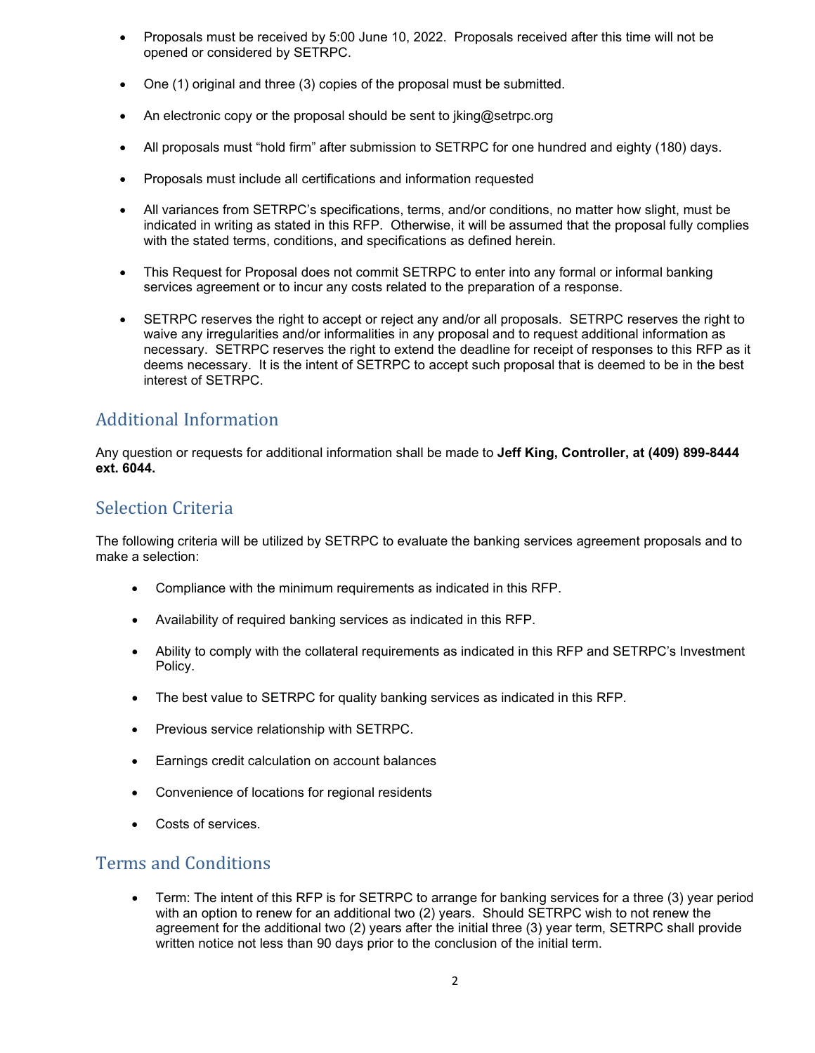- Proposals must be received by 5:00 June 10, 2022. Proposals received after this time will not be opened or considered by SETRPC.
- One (1) original and three (3) copies of the proposal must be submitted.
- An electronic copy or the proposal should be sent to jking@setrpc.org
- All proposals must "hold firm" after submission to SETRPC for one hundred and eighty (180) days.
- Proposals must include all certifications and information requested
- All variances from SETRPC's specifications, terms, and/or conditions, no matter how slight, must be indicated in writing as stated in this RFP. Otherwise, it will be assumed that the proposal fully complies with the stated terms, conditions, and specifications as defined herein.
- This Request for Proposal does not commit SETRPC to enter into any formal or informal banking services agreement or to incur any costs related to the preparation of a response.
- SETRPC reserves the right to accept or reject any and/or all proposals. SETRPC reserves the right to waive any irregularities and/or informalities in any proposal and to request additional information as necessary. SETRPC reserves the right to extend the deadline for receipt of responses to this RFP as it deems necessary. It is the intent of SETRPC to accept such proposal that is deemed to be in the best interest of SETRPC.

## Additional Information

Any question or requests for additional information shall be made to **Jeff King, Controller, at (409) 899-8444 ext. 6044.**

## Selection Criteria

The following criteria will be utilized by SETRPC to evaluate the banking services agreement proposals and to make a selection:

- Compliance with the minimum requirements as indicated in this RFP.
- Availability of required banking services as indicated in this RFP.
- Ability to comply with the collateral requirements as indicated in this RFP and SETRPC's Investment Policy.
- The best value to SETRPC for quality banking services as indicated in this RFP.
- Previous service relationship with SETRPC.
- Earnings credit calculation on account balances
- Convenience of locations for regional residents
- Costs of services.

## Terms and Conditions

- Term: The intent of this RFP is for SETRPC to arrange for banking services for a three (3) year period with an option to renew for an additional two (2) years. Should SETRPC wish to not renew the agreement for the additional two (2) years after the initial three (3) year term, SETRPC shall provide written notice not less than 90 days prior to the conclusion of the initial term.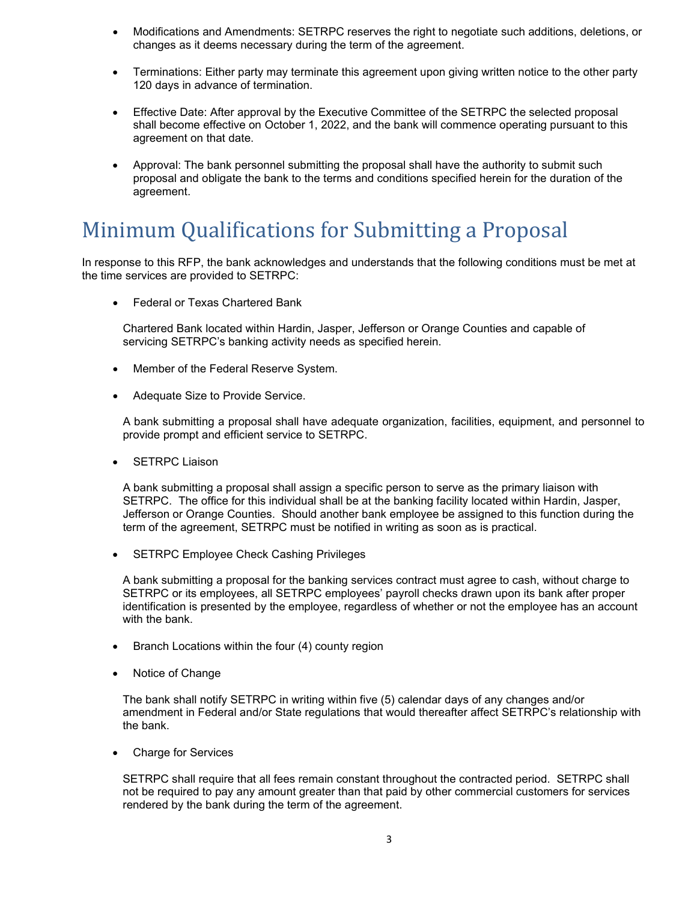- Modifications and Amendments: SETRPC reserves the right to negotiate such additions, deletions, or changes as it deems necessary during the term of the agreement.

- Terminations: Either party may terminate this agreement upon giving written notice to the other party 120 days in advance of termination.

- Effective Date: After approval by the Executive Committee of the SETRPC the selected proposal shall become effective on October 1, 2022, and the bank will commence operating pursuant to this agreement on that date.

- Approval: The bank personnel submitting the proposal shall have the authority to submit such proposal and obligate the bank to the terms and conditions specified herein for the duration of the agreement.

# Minimum Qualifications for Submitting a Proposal

In response to this RFP, the bank acknowledges and understands that the following conditions must be met at the time services are provided to SETRPC:

- Federal or Texas Chartered Bank

  Chartered Bank located within Hardin, Jasper, Jefferson or Orange Counties and capable of servicing SETRPC's banking activity needs as specified herein.

- Member of the Federal Reserve System.

- Adequate Size to Provide Service.

  A bank submitting a proposal shall have adequate organization, facilities, equipment, and personnel to provide prompt and efficient service to SETRPC.

- SETRPC Liaison

  A bank submitting a proposal shall assign a specific person to serve as the primary liaison with SETRPC. The office for this individual shall be at the banking facility located within Hardin, Jasper, Jefferson or Orange Counties. Should another bank employee be assigned to this function during the term of the agreement, SETRPC must be notified in writing as soon as is practical.

- SETRPC Employee Check Cashing Privileges

  A bank submitting a proposal for the banking services contract must agree to cash, without charge to SETRPC or its employees, all SETRPC employees' payroll checks drawn upon its bank after proper identification is presented by the employee, regardless of whether or not the employee has an account with the bank.

- Branch Locations within the four (4) county region

- Notice of Change

  The bank shall notify SETRPC in writing within five (5) calendar days of any changes and/or amendment in Federal and/or State regulations that would thereafter affect SETRPC's relationship with the bank.

- Charge for Services

  SETRPC shall require that all fees remain constant throughout the contracted period. SETRPC shall not be required to pay any amount greater than that paid by other commercial customers for services rendered by the bank during the term of the agreement.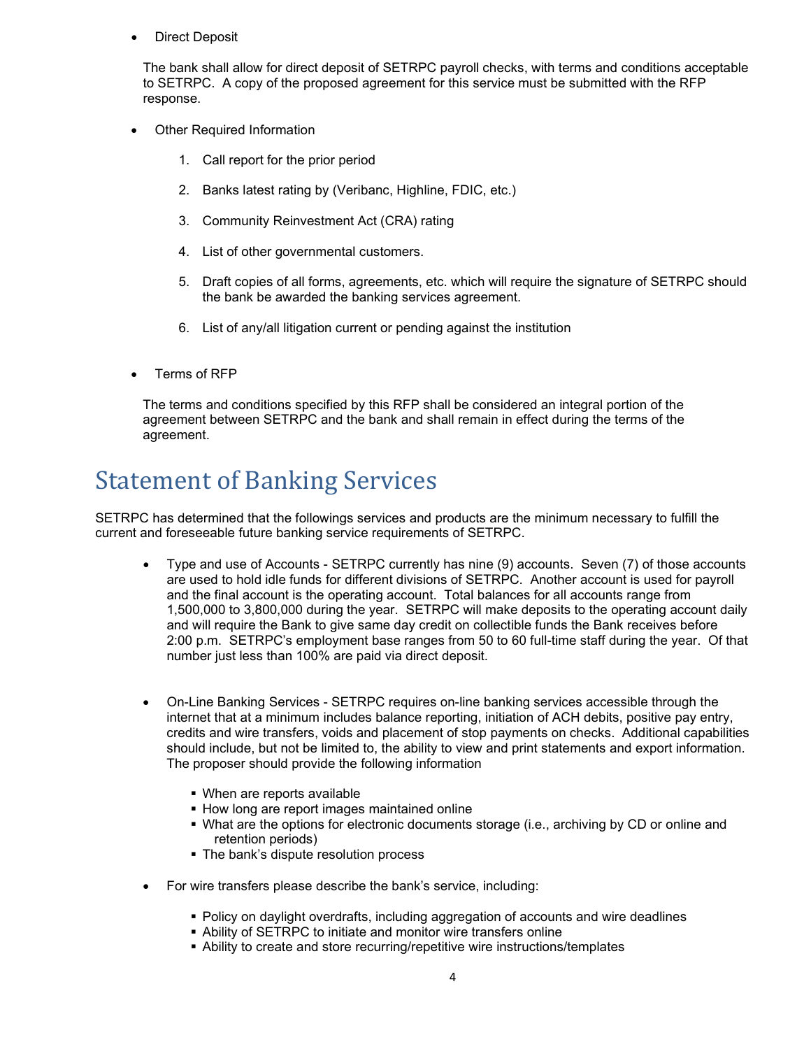- Direct Deposit

  The bank shall allow for direct deposit of SETRPC payroll checks, with terms and conditions acceptable to SETRPC. A copy of the proposed agreement for this service must be submitted with the RFP response.

- Other Required Information

  1. Call report for the prior period
  2. Banks latest rating by (Veribanc, Highline, FDIC, etc.)
  3. Community Reinvestment Act (CRA) rating
  4. List of other governmental customers.
  5. Draft copies of all forms, agreements, etc. which will require the signature of SETRPC should the bank be awarded the banking services agreement.
  6. List of any/all litigation current or pending against the institution

- Terms of RFP

  The terms and conditions specified by this RFP shall be considered an integral portion of the agreement between SETRPC and the bank and shall remain in effect during the terms of the agreement.

# Statement of Banking Services

SETRPC has determined that the followings services and products are the minimum necessary to fulfill the current and foreseeable future banking service requirements of SETRPC.

- Type and use of Accounts - SETRPC currently has nine (9) accounts. Seven (7) of those accounts are used to hold idle funds for different divisions of SETRPC. Another account is used for payroll and the final account is the operating account. Total balances for all accounts range from 1,500,000 to 3,800,000 during the year. SETRPC will make deposits to the operating account daily and will require the Bank to give same day credit on collectible funds the Bank receives before 2:00 p.m. SETRPC's employment base ranges from 50 to 60 full-time staff during the year. Of that number just less than 100% are paid via direct deposit.

- On-Line Banking Services - SETRPC requires on-line banking services accessible through the internet that at a minimum includes balance reporting, initiation of ACH debits, positive pay entry, credits and wire transfers, voids and placement of stop payments on checks. Additional capabilities should include, but not be limited to, the ability to view and print statements and export information. The proposer should provide the following information

  - When are reports available
  - How long are report images maintained online
  - What are the options for electronic documents storage (i.e., archiving by CD or online and retention periods)
  - The bank's dispute resolution process

- For wire transfers please describe the bank's service, including:

  - Policy on daylight overdrafts, including aggregation of accounts and wire deadlines
  - Ability of SETRPC to initiate and monitor wire transfers online
  - Ability to create and store recurring/repetitive wire instructions/templates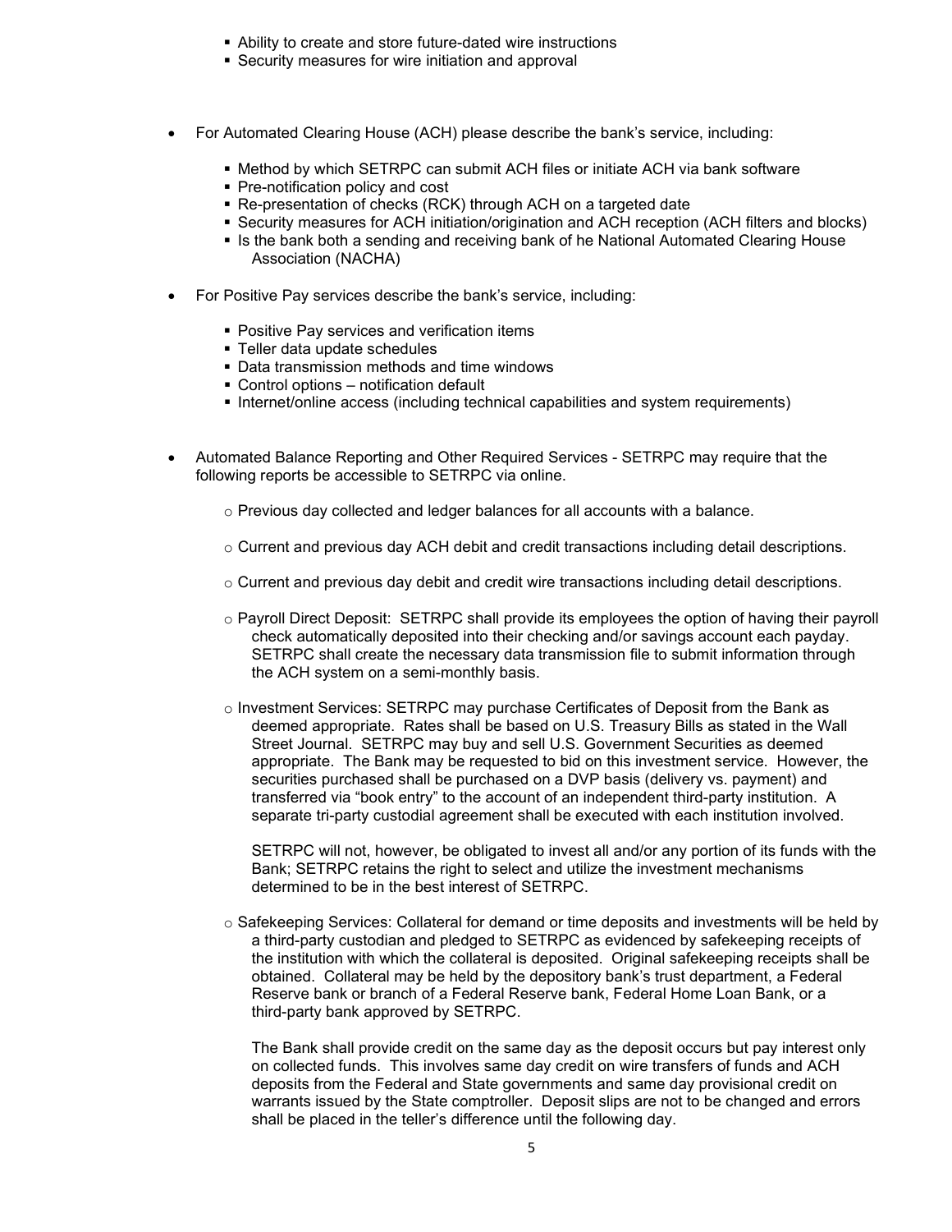- Ability to create and store future-dated wire instructions
  - Security measures for wire initiation and approval

- For Automated Clearing House (ACH) please describe the bank's service, including:

  - Method by which SETRPC can submit ACH files or initiate ACH via bank software
  - Pre-notification policy and cost
  - Re-presentation of checks (RCK) through ACH on a targeted date
  - Security measures for ACH initiation/origination and ACH reception (ACH filters and blocks)
  - Is the bank both a sending and receiving bank of he National Automated Clearing House Association (NACHA)

- For Positive Pay services describe the bank's service, including:

  - Positive Pay services and verification items
  - Teller data update schedules
  - Data transmission methods and time windows
  - Control options – notification default
  - Internet/online access (including technical capabilities and system requirements)

- Automated Balance Reporting and Other Required Services - SETRPC may require that the following reports be accessible to SETRPC via online.

  - Previous day collected and ledger balances for all accounts with a balance.

  - Current and previous day ACH debit and credit transactions including detail descriptions.

  - Current and previous day debit and credit wire transactions including detail descriptions.

  - Payroll Direct Deposit: SETRPC shall provide its employees the option of having their payroll check automatically deposited into their checking and/or savings account each payday. SETRPC shall create the necessary data transmission file to submit information through the ACH system on a semi-monthly basis.

  - Investment Services: SETRPC may purchase Certificates of Deposit from the Bank as deemed appropriate. Rates shall be based on U.S. Treasury Bills as stated in the Wall Street Journal. SETRPC may buy and sell U.S. Government Securities as deemed appropriate. The Bank may be requested to bid on this investment service. However, the securities purchased shall be purchased on a DVP basis (delivery vs. payment) and transferred via "book entry" to the account of an independent third-party institution. A separate tri-party custodial agreement shall be executed with each institution involved.

    SETRPC will not, however, be obligated to invest all and/or any portion of its funds with the Bank; SETRPC retains the right to select and utilize the investment mechanisms determined to be in the best interest of SETRPC.

  - Safekeeping Services: Collateral for demand or time deposits and investments will be held by a third-party custodian and pledged to SETRPC as evidenced by safekeeping receipts of the institution with which the collateral is deposited. Original safekeeping receipts shall be obtained. Collateral may be held by the depository bank's trust department, a Federal Reserve bank or branch of a Federal Reserve bank, Federal Home Loan Bank, or a third-party bank approved by SETRPC.

    The Bank shall provide credit on the same day as the deposit occurs but pay interest only on collected funds. This involves same day credit on wire transfers of funds and ACH deposits from the Federal and State governments and same day provisional credit on warrants issued by the State comptroller. Deposit slips are not to be changed and errors shall be placed in the teller's difference until the following day.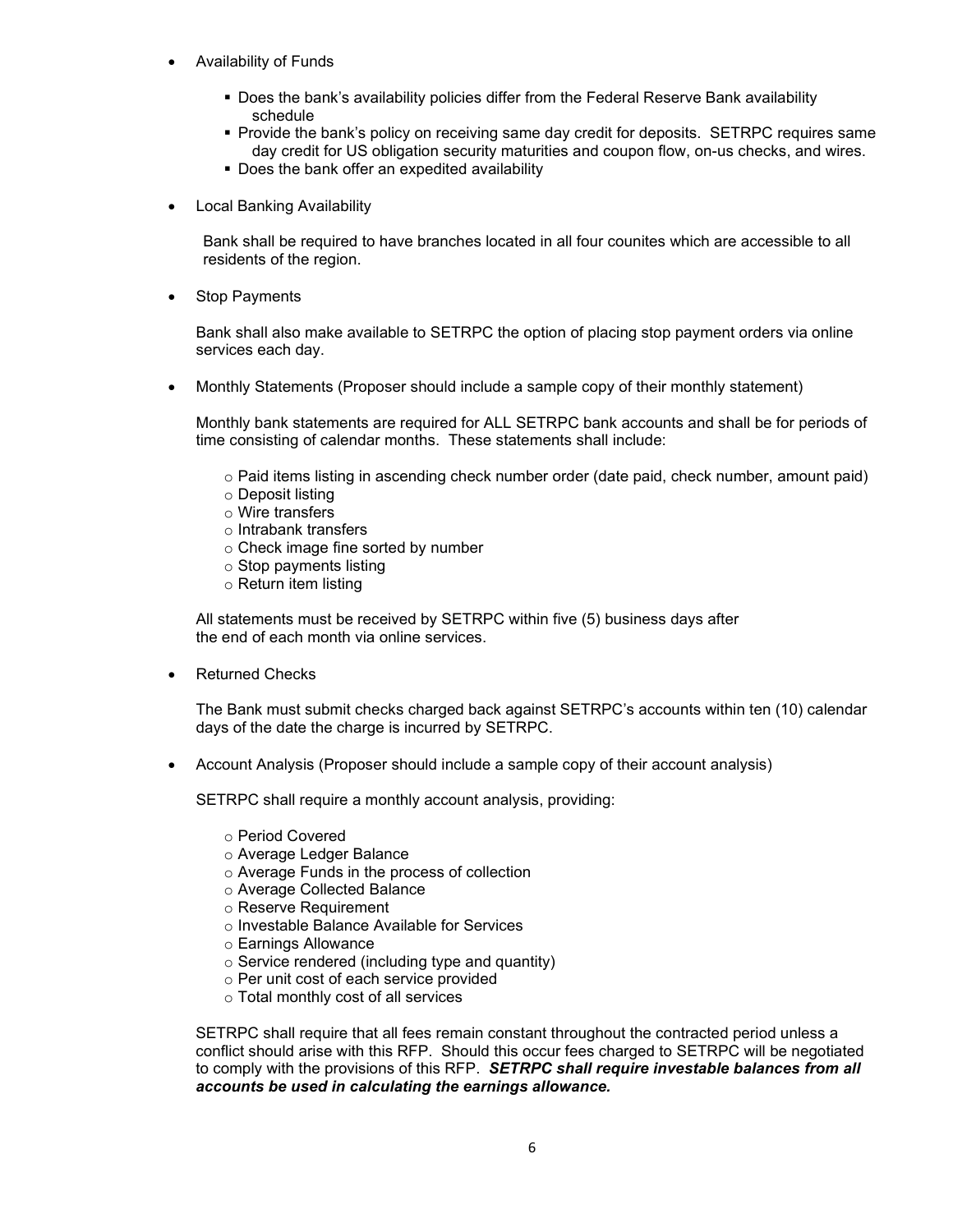- Availability of Funds

  - Does the bank's availability policies differ from the Federal Reserve Bank availability schedule
  - Provide the bank's policy on receiving same day credit for deposits. SETRPC requires same day credit for US obligation security maturities and coupon flow, on-us checks, and wires.
  - Does the bank offer an expedited availability

- Local Banking Availability

  Bank shall be required to have branches located in all four counites which are accessible to all residents of the region.

- Stop Payments

  Bank shall also make available to SETRPC the option of placing stop payment orders via online services each day.

- Monthly Statements (Proposer should include a sample copy of their monthly statement)

  Monthly bank statements are required for ALL SETRPC bank accounts and shall be for periods of time consisting of calendar months. These statements shall include:

  - Paid items listing in ascending check number order (date paid, check number, amount paid)
  - Deposit listing
  - Wire transfers
  - Intrabank transfers
  - Check image fine sorted by number
  - Stop payments listing
  - Return item listing

  All statements must be received by SETRPC within five (5) business days after the end of each month via online services.

- Returned Checks

  The Bank must submit checks charged back against SETRPC's accounts within ten (10) calendar days of the date the charge is incurred by SETRPC.

- Account Analysis (Proposer should include a sample copy of their account analysis)

  SETRPC shall require a monthly account analysis, providing:

  - Period Covered
  - Average Ledger Balance
  - Average Funds in the process of collection
  - Average Collected Balance
  - Reserve Requirement
  - Investable Balance Available for Services
  - Earnings Allowance
  - Service rendered (including type and quantity)
  - Per unit cost of each service provided
  - Total monthly cost of all services

  SETRPC shall require that all fees remain constant throughout the contracted period unless a conflict should arise with this RFP. Should this occur fees charged to SETRPC will be negotiated to comply with the provisions of this RFP. ***SETRPC shall require investable balances from all accounts be used in calculating the earnings allowance.***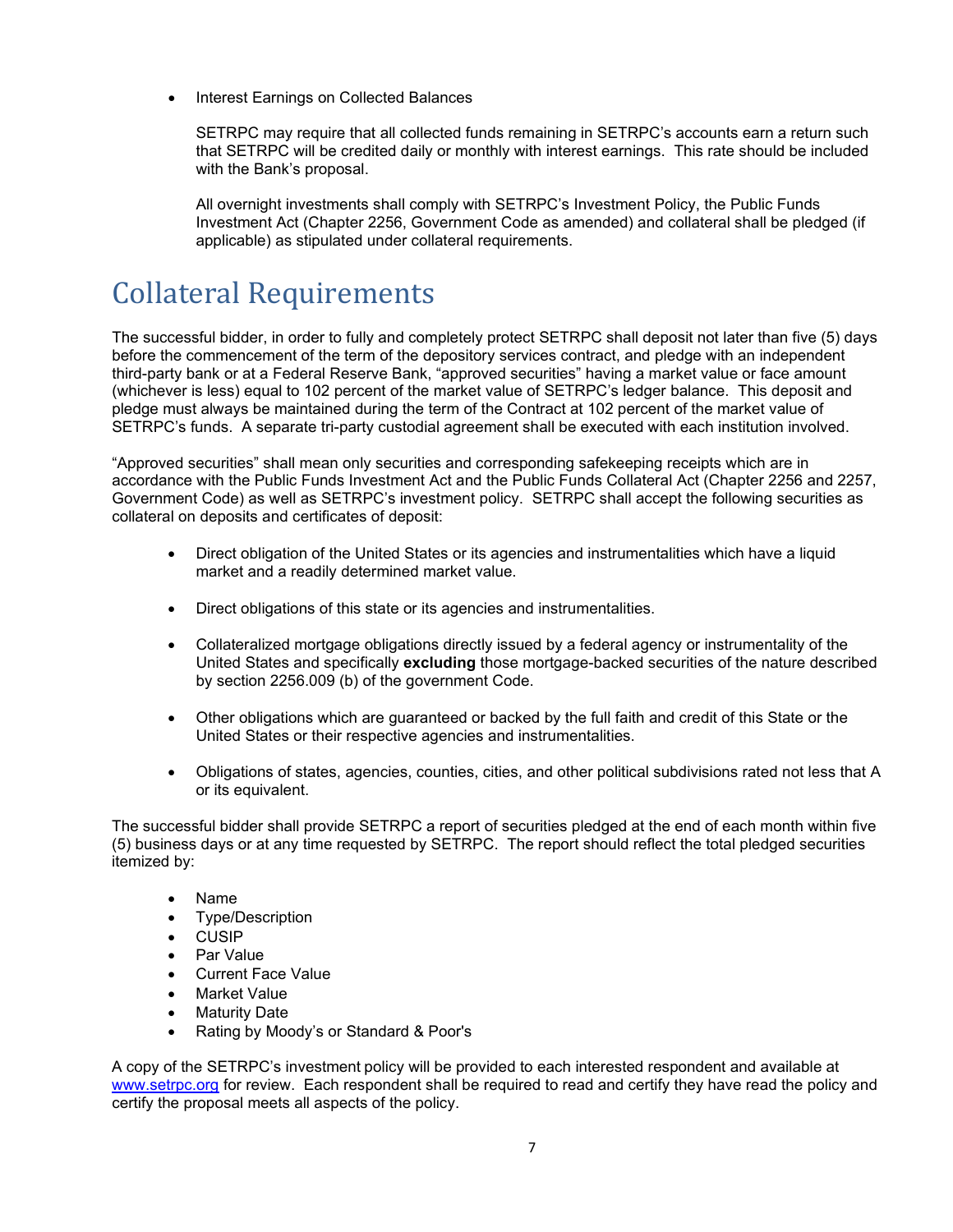- Interest Earnings on Collected Balances

  SETRPC may require that all collected funds remaining in SETRPC's accounts earn a return such that SETRPC will be credited daily or monthly with interest earnings. This rate should be included with the Bank's proposal.

  All overnight investments shall comply with SETRPC's Investment Policy, the Public Funds Investment Act (Chapter 2256, Government Code as amended) and collateral shall be pledged (if applicable) as stipulated under collateral requirements.

# Collateral Requirements

The successful bidder, in order to fully and completely protect SETRPC shall deposit not later than five (5) days before the commencement of the term of the depository services contract, and pledge with an independent third-party bank or at a Federal Reserve Bank, "approved securities" having a market value or face amount (whichever is less) equal to 102 percent of the market value of SETRPC's ledger balance. This deposit and pledge must always be maintained during the term of the Contract at 102 percent of the market value of SETRPC's funds. A separate tri-party custodial agreement shall be executed with each institution involved.

"Approved securities" shall mean only securities and corresponding safekeeping receipts which are in accordance with the Public Funds Investment Act and the Public Funds Collateral Act (Chapter 2256 and 2257, Government Code) as well as SETRPC's investment policy. SETRPC shall accept the following securities as collateral on deposits and certificates of deposit:

- Direct obligation of the United States or its agencies and instrumentalities which have a liquid market and a readily determined market value.
- Direct obligations of this state or its agencies and instrumentalities.
- Collateralized mortgage obligations directly issued by a federal agency or instrumentality of the United States and specifically **excluding** those mortgage-backed securities of the nature described by section 2256.009 (b) of the government Code.
- Other obligations which are guaranteed or backed by the full faith and credit of this State or the United States or their respective agencies and instrumentalities.
- Obligations of states, agencies, counties, cities, and other political subdivisions rated not less that A or its equivalent.

The successful bidder shall provide SETRPC a report of securities pledged at the end of each month within five (5) business days or at any time requested by SETRPC. The report should reflect the total pledged securities itemized by:

- Name
- Type/Description
- CUSIP
- Par Value
- Current Face Value
- Market Value
- Maturity Date
- Rating by Moody's or Standard & Poor's

A copy of the SETRPC's investment policy will be provided to each interested respondent and available at www.setrpc.org for review. Each respondent shall be required to read and certify they have read the policy and certify the proposal meets all aspects of the policy.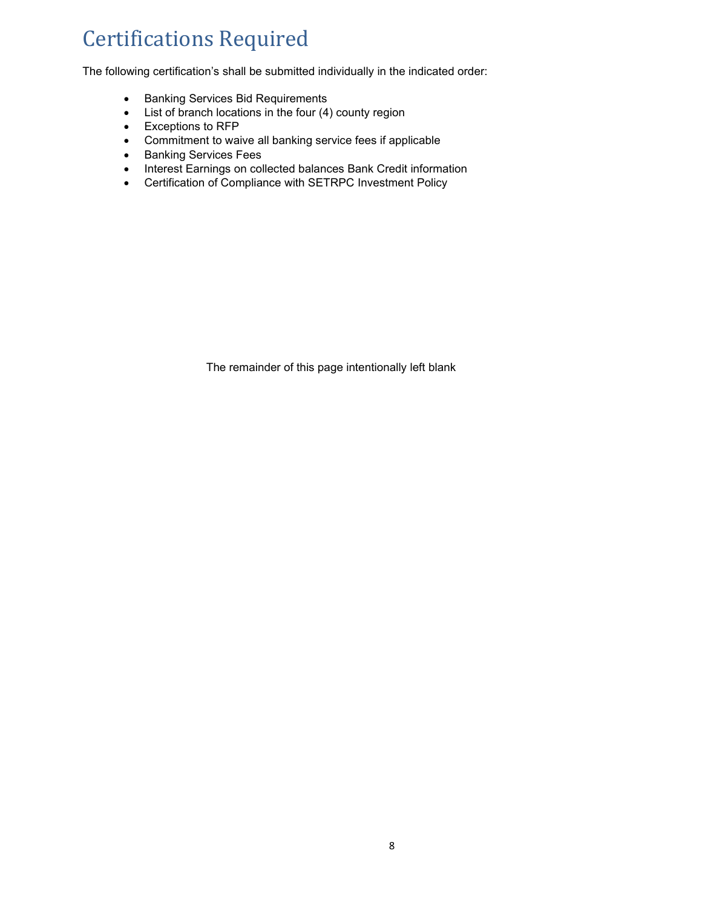# Certifications Required

The following certification's shall be submitted individually in the indicated order:

- Banking Services Bid Requirements
- List of branch locations in the four (4) county region
- Exceptions to RFP
- Commitment to waive all banking service fees if applicable
- Banking Services Fees
- Interest Earnings on collected balances Bank Credit information
- Certification of Compliance with SETRPC Investment Policy

The remainder of this page intentionally left blank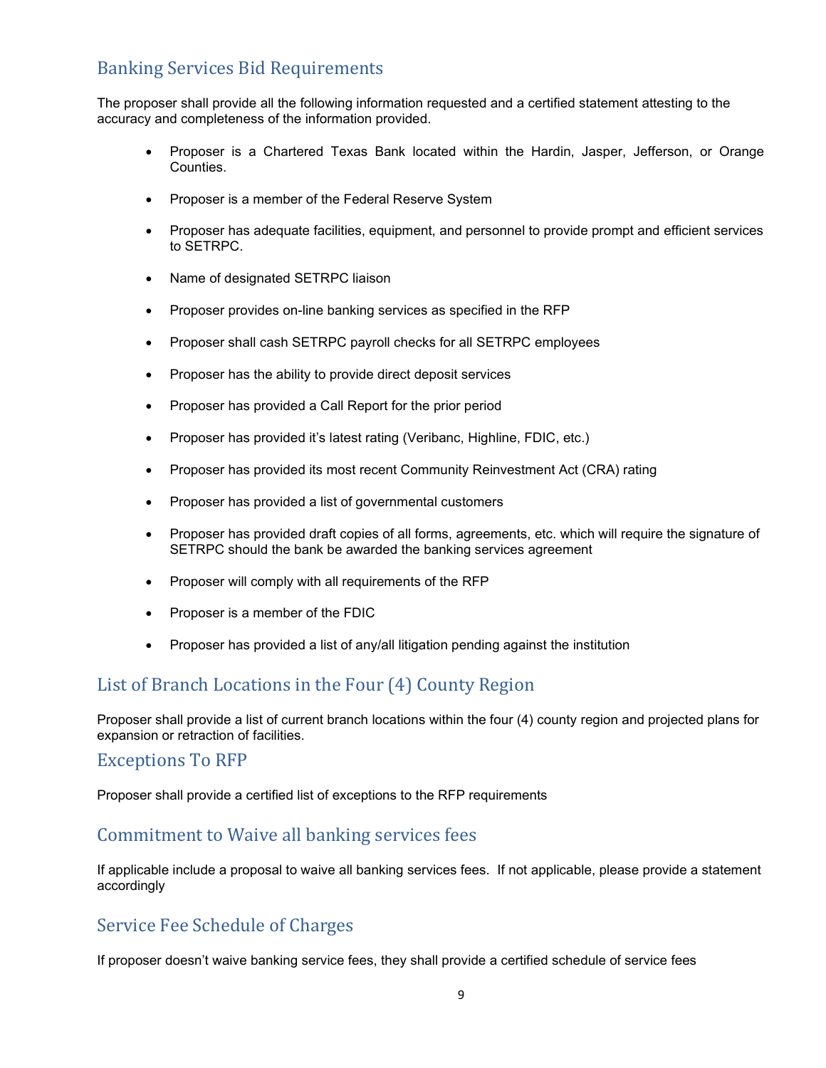## Banking Services Bid Requirements

The proposer shall provide all the following information requested and a certified statement attesting to the accuracy and completeness of the information provided.

- Proposer is a Chartered Texas Bank located within the Hardin, Jasper, Jefferson, or Orange Counties.
- Proposer is a member of the Federal Reserve System
- Proposer has adequate facilities, equipment, and personnel to provide prompt and efficient services to SETRPC.
- Name of designated SETRPC liaison
- Proposer provides on-line banking services as specified in the RFP
- Proposer shall cash SETRPC payroll checks for all SETRPC employees
- Proposer has the ability to provide direct deposit services
- Proposer has provided a Call Report for the prior period
- Proposer has provided it's latest rating (Veribanc, Highline, FDIC, etc.)
- Proposer has provided its most recent Community Reinvestment Act (CRA) rating
- Proposer has provided a list of governmental customers
- Proposer has provided draft copies of all forms, agreements, etc. which will require the signature of SETRPC should the bank be awarded the banking services agreement
- Proposer will comply with all requirements of the RFP
- Proposer is a member of the FDIC
- Proposer has provided a list of any/all litigation pending against the institution

## List of Branch Locations in the Four (4) County Region

Proposer shall provide a list of current branch locations within the four (4) county region and projected plans for expansion or retraction of facilities.

## Exceptions To RFP

Proposer shall provide a certified list of exceptions to the RFP requirements

## Commitment to Waive all banking services fees

If applicable include a proposal to waive all banking services fees. If not applicable, please provide a statement accordingly

## Service Fee Schedule of Charges

If proposer doesn't waive banking service fees, they shall provide a certified schedule of service fees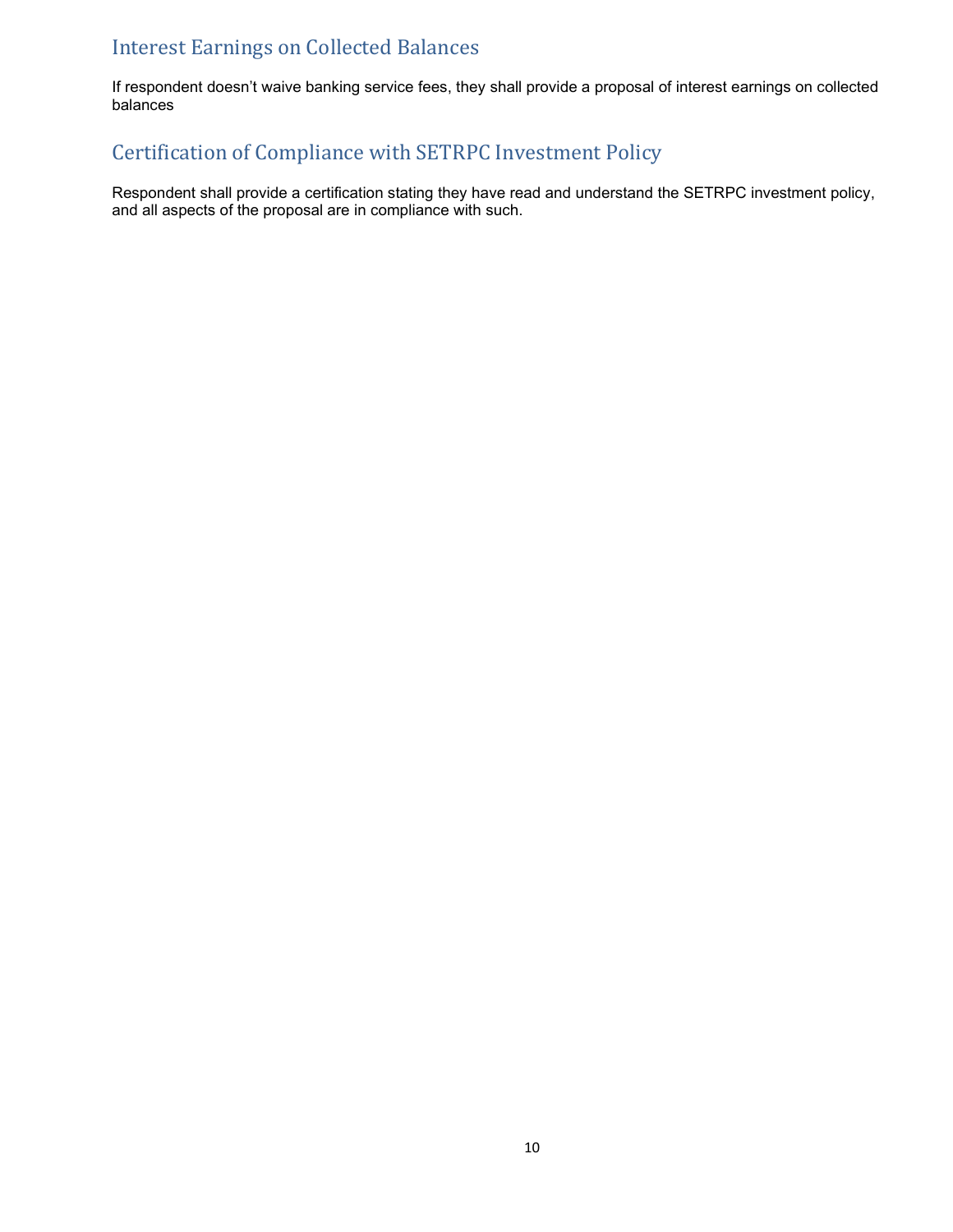## Interest Earnings on Collected Balances

If respondent doesn't waive banking service fees, they shall provide a proposal of interest earnings on collected balances

## Certification of Compliance with SETRPC Investment Policy

Respondent shall provide a certification stating they have read and understand the SETRPC investment policy, and all aspects of the proposal are in compliance with such.